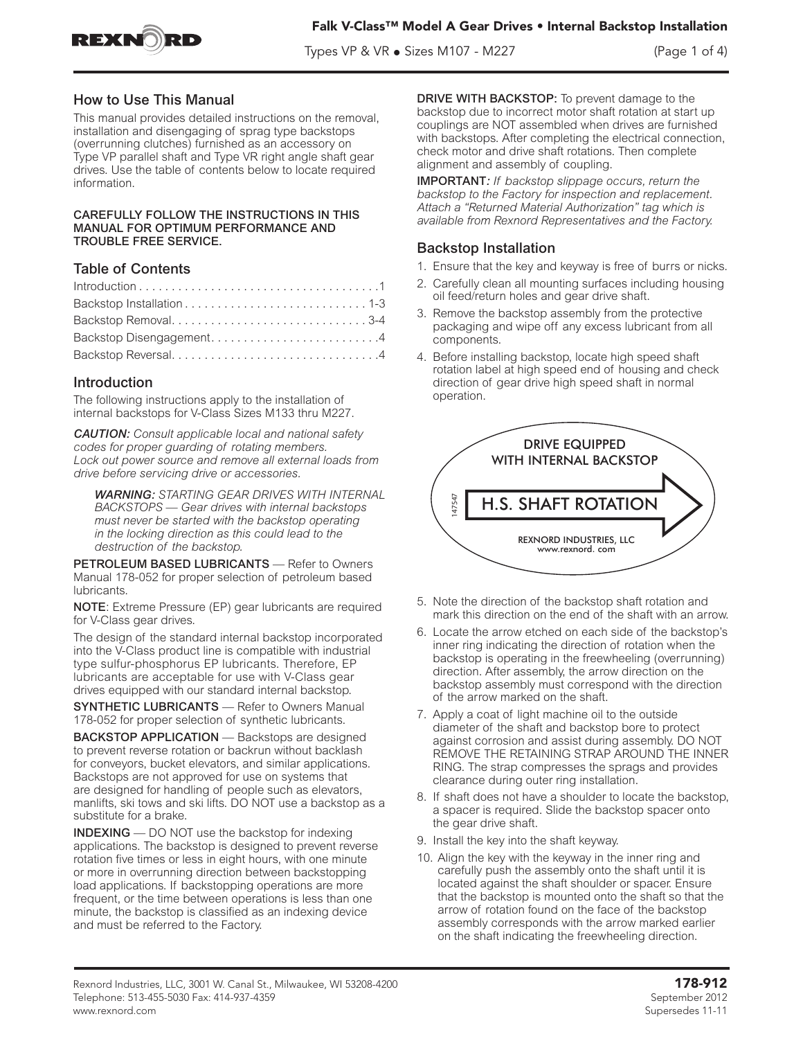# Falk V-Class™ Model A Gear Drives • Internal Backstop Installation

Types VP & VR ● Sizes M107 - M227

## How to Use This Manual

This manual provides detailed instructions on the removal, installation and disengaging of sprag type backstops (overrunning clutches) furnished as an accessory on Type VP parallel shaft and Type VR right angle shaft gear drives. Use the table of contents below to locate required information.

**CAREFULLY FOLLOW THE INSTRUCTIONS IN THIS MANUAL FOR OPTIMUM PERFORMANCE AND TROUBLE FREE SERVICE.**

## Table of Contents

Introduction .....................................1
Backstop Installation ........................... 1-3
Backstop Removal............................. 3-4
Backstop Disengagement..........................4
Backstop Reversal................................4

## Introduction

The following instructions apply to the installation of internal backstops for V-Class Sizes M133 thru M227.

***CAUTION:*** *Consult applicable local and national safety codes for proper guarding of rotating members. Lock out power source and remove all external loads from drive before servicing drive or accessories.*

> ***WARNING:*** *STARTING GEAR DRIVES WITH INTERNAL BACKSTOPS — Gear drives with internal backstops must never be started with the backstop operating in the locking direction as this could lead to the destruction of the backstop.*

**PETROLEUM BASED LUBRICANTS** — Refer to Owners Manual 178-052 for proper selection of petroleum based lubricants.

**NOTE**: Extreme Pressure (EP) gear lubricants are required for V-Class gear drives.

The design of the standard internal backstop incorporated into the V-Class product line is compatible with industrial type sulfur-phosphorus EP lubricants. Therefore, EP lubricants are acceptable for use with V-Class gear drives equipped with our standard internal backstop.

**SYNTHETIC LUBRICANTS** — Refer to Owners Manual 178-052 for proper selection of synthetic lubricants.

**BACKSTOP APPLICATION** — Backstops are designed to prevent reverse rotation or backrun without backlash for conveyors, bucket elevators, and similar applications. Backstops are not approved for use on systems that are designed for handling of people such as elevators, manlifts, ski tows and ski lifts. DO NOT use a backstop as a substitute for a brake.

**INDEXING** — DO NOT use the backstop for indexing applications. The backstop is designed to prevent reverse rotation five times or less in eight hours, with one minute or more in overrunning direction between backstopping load applications. If backstopping operations are more frequent, or the time between operations is less than one minute, the backstop is classified as an indexing device and must be referred to the Factory.

**DRIVE WITH BACKSTOP:** To prevent damage to the backstop due to incorrect motor shaft rotation at start up couplings are NOT assembled when drives are furnished with backstops. After completing the electrical connection, check motor and drive shaft rotations. Then complete alignment and assembly of coupling.

**IMPORTANT***: If backstop slippage occurs, return the backstop to the Factory for inspection and replacement. Attach a "Returned Material Authorization" tag which is available from Rexnord Representatives and the Factory.*

## Backstop Installation

1. Ensure that the key and keyway is free of burrs or nicks.
2. Carefully clean all mounting surfaces including housing oil feed/return holes and gear drive shaft.
3. Remove the backstop assembly from the protective packaging and wipe off any excess lubricant from all components.
4. Before installing backstop, locate high speed shaft rotation label at high speed end of housing and check direction of gear drive high speed shaft in normal operation.

DRIVE EQUIPPED WITH INTERNAL BACKSTOP
H.S. SHAFT ROTATION
147547
REXNORD INDUSTRIES, LLC
www.rexnord. com

5. Note the direction of the backstop shaft rotation and mark this direction on the end of the shaft with an arrow.
6. Locate the arrow etched on each side of the backstop's inner ring indicating the direction of rotation when the backstop is operating in the freewheeling (overrunning) direction. After assembly, the arrow direction on the backstop assembly must correspond with the direction of the arrow marked on the shaft.
7. Apply a coat of light machine oil to the outside diameter of the shaft and backstop bore to protect against corrosion and assist during assembly. DO NOT REMOVE THE RETAINING STRAP AROUND THE INNER RING. The strap compresses the sprags and provides clearance during outer ring installation.
8. If shaft does not have a shoulder to locate the backstop, a spacer is required. Slide the backstop spacer onto the gear drive shaft.
9. Install the key into the shaft keyway.
10. Align the key with the keyway in the inner ring and carefully push the assembly onto the shaft until it is located against the shaft shoulder or spacer. Ensure that the backstop is mounted onto the shaft so that the arrow of rotation found on the face of the backstop assembly corresponds with the arrow marked earlier on the shaft indicating the freewheeling direction.

Rexnord Industries, LLC, 3001 W. Canal St., Milwaukee, WI 53208-4200
Telephone: 513-455-5030 Fax: 414-937-4359
www.rexnord.com

**178-912**
September 2012
Supersedes 11-11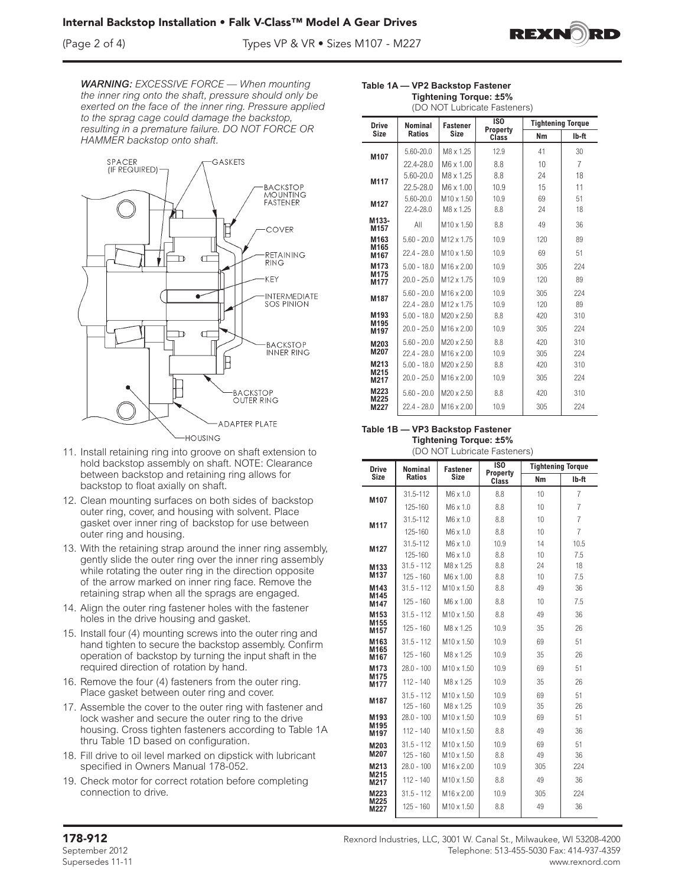***WARNING:*** *EXCESSIVE FORCE — When mounting the inner ring onto the shaft, pressure should only be exerted on the face of the inner ring. Pressure applied to the sprag cage could damage the backstop, resulting in a premature failure. DO NOT FORCE OR HAMMER backstop onto shaft.*

SPACER (IF REQUIRED) — GASKETS — BACKSTOP MOUNTING FASTENER — COVER — RETAINING RING — KEY — INTERMEDIATE SOS PINION — BACKSTOP INNER RING — BACKSTOP OUTER RING — ADAPTER PLATE — HOUSING

11. Install retaining ring into groove on shaft extension to hold backstop assembly on shaft. NOTE: Clearance between backstop and retaining ring allows for backstop to float axially on shaft.
12. Clean mounting surfaces on both sides of backstop outer ring, cover, and housing with solvent. Place gasket over inner ring of backstop for use between outer ring and housing.
13. With the retaining strap around the inner ring assembly, gently slide the outer ring over the inner ring assembly while rotating the outer ring in the direction opposite of the arrow marked on inner ring face. Remove the retaining strap when all the sprags are engaged.
14. Align the outer ring fastener holes with the fastener holes in the drive housing and gasket.
15. Install four (4) mounting screws into the outer ring and hand tighten to secure the backstop assembly. Confirm operation of backstop by turning the input shaft in the required direction of rotation by hand.
16. Remove the four (4) fasteners from the outer ring. Place gasket between outer ring and cover.
17. Assemble the cover to the outer ring with fastener and lock washer and secure the outer ring to the drive housing. Cross tighten fasteners according to Table 1A thru Table 1D based on configuration.
18. Fill drive to oil level marked on dipstick with lubricant specified in Owners Manual 178-052.
19. Check motor for correct rotation before completing connection to drive.

**Table 1A — VP2 Backstop Fastener Tightening Torque: ±5%**
(DO NOT Lubricate Fasteners)

| Drive Size | Nominal Ratios | Fastener Size | ISO Property Class | Tightening Torque | |
|---|---|---|---|---|---|
| | | | | Nm | lb-ft |
| M107 | 5.60-20.0 | M8 x 1.25 | 12.9 | 41 | 30 |
| | 22.4-28.0 | M6 x 1.00 | 8.8 | 10 | 7 |
| M117 | 5.60-20.0 | M8 x 1.25 | 8.8 | 24 | 18 |
| | 22.5-28.0 | M6 x 1.00 | 10.9 | 15 | 11 |
| M127 | 5.60-20.0 | M10 x 1.50 | 10.9 | 69 | 51 |
| | 22.4-28.0 | M8 x 1.25 | 8.8 | 24 | 18 |
| M133-M157 | All | M10 x 1.50 | 8.8 | 49 | 36 |
| M163 M165 M167 | 5.60 - 20.0 | M12 x 1.75 | 10.9 | 120 | 89 |
| | 22.4 - 28.0 | M10 x 1.50 | 10.9 | 69 | 51 |
| M173 M175 M177 | 5.00 - 18.0 | M16 x 2.00 | 10.9 | 305 | 224 |
| | 20.0 - 25.0 | M12 x 1.75 | 10.9 | 120 | 89 |
| M187 | 5.60 - 20.0 | M16 x 2.00 | 10.9 | 305 | 224 |
| | 22.4 - 28.0 | M12 x 1.75 | 10.9 | 120 | 89 |
| M193 M195 M197 | 5.00 - 18.0 | M20 x 2.50 | 8.8 | 420 | 310 |
| | 20.0 - 25.0 | M16 x 2.00 | 10.9 | 305 | 224 |
| M203 M207 | 5.60 - 20.0 | M20 x 2.50 | 8.8 | 420 | 310 |
| | 22.4 - 28.0 | M16 x 2.00 | 10.9 | 305 | 224 |
| M213 M215 M217 | 5.00 - 18.0 | M20 x 2.50 | 8.8 | 420 | 310 |
| | 20.0 - 25.0 | M16 x 2.00 | 10.9 | 305 | 224 |
| M223 M225 M227 | 5.60 - 20.0 | M20 x 2.50 | 8.8 | 420 | 310 |
| | 22.4 - 28.0 | M16 x 2.00 | 10.9 | 305 | 224 |

**Table 1B — VP3 Backstop Fastener Tightening Torque: ±5%**
(DO NOT Lubricate Fasteners)

| Drive Size | Nominal Ratios | Fastener Size | ISO Property Class | Tightening Torque | |
|---|---|---|---|---|---|
| | | | | Nm | lb-ft |
| M107 | 31.5-112 | M6 x 1.0 | 8.8 | 10 | 7 |
| | 125-160 | M6 x 1.0 | 8.8 | 10 | 7 |
| M117 | 31.5-112 | M6 x 1.0 | 8.8 | 10 | 7 |
| | 125-160 | M6 x 1.0 | 8.8 | 10 | 7 |
| M127 | 31.5-112 | M6 x 1.0 | 10.9 | 14 | 10.5 |
| | 125-160 | M6 x 1.0 | 8.8 | 10 | 7.5 |
| M133 M137 | 31.5 - 112 | M8 x 1.25 | 8.8 | 24 | 18 |
| | 125 - 160 | M6 x 1.00 | 8.8 | 10 | 7.5 |
| M143 M145 M147 | 31.5 - 112 | M10 x 1.50 | 8.8 | 49 | 36 |
| | 125 - 160 | M6 x 1.00 | 8.8 | 10 | 7.5 |
| M153 M155 M157 | 31.5 - 112 | M10 x 1.50 | 8.8 | 49 | 36 |
| | 125 - 160 | M8 x 1.25 | 10.9 | 35 | 26 |
| M163 M165 M167 | 31.5 - 112 | M10 x 1.50 | 10.9 | 69 | 51 |
| | 125 - 160 | M8 x 1.25 | 10.9 | 35 | 26 |
| M173 M175 M177 | 28.0 - 100 | M10 x 1.50 | 10.9 | 69 | 51 |
| | 112 - 140 | M8 x 1.25 | 10.9 | 35 | 26 |
| M187 | 31.5 - 112 | M10 x 1.50 | 10.9 | 69 | 51 |
| | 125 - 160 | M8 x 1.25 | 10.9 | 35 | 26 |
| M193 M195 M197 | 28.0 - 100 | M10 x 1.50 | 10.9 | 69 | 51 |
| | 112 - 140 | M10 x 1.50 | 8.8 | 49 | 36 |
| M203 M207 | 31.5 - 112 | M10 x 1.50 | 10.9 | 69 | 51 |
| | 125 - 160 | M10 x 1.50 | 8.8 | 49 | 36 |
| M213 M215 M217 | 28.0 - 100 | M16 x 2.00 | 10.9 | 305 | 224 |
| | 112 - 140 | M10 x 1.50 | 8.8 | 49 | 36 |
| M223 M225 M227 | 31.5 - 112 | M16 x 2.00 | 10.9 | 305 | 224 |
| | 125 - 160 | M10 x 1.50 | 8.8 | 49 | 36 |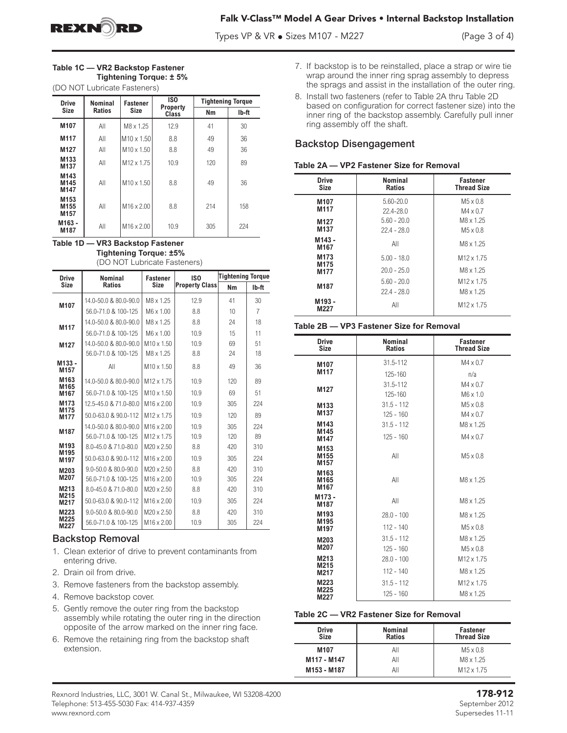**Table 1C — VR2 Backstop Fastener Tightening Torque: ± 5%**

(DO NOT Lubricate Fasteners)

| Drive Size | Nominal Ratios | Fastener Size | ISO Property Class | Tightening Torque | |
|---|---|---|---|---|---|
| | | | | Nm | lb-ft |
| M107 | All | M8 x 1.25 | 12.9 | 41 | 30 |
| M117 | All | M10 x 1.50 | 8.8 | 49 | 36 |
| M127 | All | M10 x 1.50 | 8.8 | 49 | 36 |
| M133 M137 | All | M12 x 1.75 | 10.9 | 120 | 89 |
| M143 M145 M147 | All | M10 x 1.50 | 8.8 | 49 | 36 |
| M153 M155 M157 | All | M16 x 2.00 | 8.8 | 214 | 158 |
| M163 - M187 | All | M16 x 2.00 | 10.9 | 305 | 224 |

**Table 1D — VR3 Backstop Fastener Tightening Torque: ±5%**

(DO NOT Lubricate Fasteners)

| Drive Size | Nominal Ratios | Fastener Size | ISO Property Class | Tightening Torque | |
|---|---|---|---|---|---|
| | | | | Nm | lb-ft |
| M107 | 14.0-50.0 & 80.0-90.0 | M8 x 1.25 | 12.9 | 41 | 30 |
| | 56.0-71.0 & 100-125 | M6 x 1.00 | 8.8 | 10 | 7 |
| M117 | 14.0-50.0 & 80.0-90.0 | M8 x 1.25 | 8.8 | 24 | 18 |
| | 56.0-71.0 & 100-125 | M6 x 1.00 | 10.9 | 15 | 11 |
| M127 | 14.0-50.0 & 80.0-90.0 | M10 x 1.50 | 10.9 | 69 | 51 |
| | 56.0-71.0 & 100-125 | M8 x 1.25 | 8.8 | 24 | 18 |
| M133 - M157 | All | M10 x 1.50 | 8.8 | 49 | 36 |
| M163 M165 M167 | 14.0-50.0 & 80.0-90.0 | M12 x 1.75 | 10.9 | 120 | 89 |
| | 56.0-71.0 & 100-125 | M10 x 1.50 | 10.9 | 69 | 51 |
| M173 M175 M177 | 12.5-45.0 & 71.0-80.0 | M16 x 2.00 | 10.9 | 305 | 224 |
| | 50.0-63.0 & 90.0-112 | M12 x 1.75 | 10.9 | 120 | 89 |
| M187 | 14.0-50.0 & 80.0-90.0 | M16 x 2.00 | 10.9 | 305 | 224 |
| | 56.0-71.0 & 100-125 | M12 x 1.75 | 10.9 | 120 | 89 |
| M193 M195 M197 | 8.0-45.0 & 71.0-80.0 | M20 x 2.50 | 8.8 | 420 | 310 |
| | 50.0-63.0 & 90.0-112 | M16 x 2.00 | 10.9 | 305 | 224 |
| M203 M207 | 9.0-50.0 & 80.0-90.0 | M20 x 2.50 | 8.8 | 420 | 310 |
| | 56.0-71.0 & 100-125 | M16 x 2.00 | 10.9 | 305 | 224 |
| M213 M215 M217 | 8.0-45.0 & 71.0-80.0 | M20 x 2.50 | 8.8 | 420 | 310 |
| | 50.0-63.0 & 90.0-112 | M16 x 2.00 | 10.9 | 305 | 224 |
| M223 M225 M227 | 9.0-50.0 & 80.0-90.0 | M20 x 2.50 | 8.8 | 420 | 310 |
| | 56.0-71.0 & 100-125 | M16 x 2.00 | 10.9 | 305 | 224 |

## Backstop Removal

1. Clean exterior of drive to prevent contaminants from entering drive.
2. Drain oil from drive.
3. Remove fasteners from the backstop assembly.
4. Remove backstop cover.
5. Gently remove the outer ring from the backstop assembly while rotating the outer ring in the direction opposite of the arrow marked on the inner ring face.
6. Remove the retaining ring from the backstop shaft extension.
7. If backstop is to be reinstalled, place a strap or wire tie wrap around the inner ring sprag assembly to depress the sprags and assist in the installation of the outer ring.
8. Install two fasteners (refer to Table 2A thru Table 2D based on configuration for correct fastener size) into the inner ring of the backstop assembly. Carefully pull inner ring assembly off the shaft.

## Backstop Disengagement

**Table 2A — VP2 Fastener Size for Removal**

| Drive Size | Nominal Ratios | Fastener Thread Size |
|---|---|---|
| M107 M117 | 5.60-20.0 | M5 x 0.8 |
| | 22.4-28.0 | M4 x 0.7 |
| M127 M137 | 5.60 - 20.0 | M8 x 1.25 |
| | 22.4 - 28.0 | M5 x 0.8 |
| M143 - M167 | All | M8 x 1.25 |
| M173 M175 M177 | 5.00 - 18.0 | M12 x 1.75 |
| | 20.0 - 25.0 | M8 x 1.25 |
| M187 | 5.60 - 20.0 | M12 x 1.75 |
| | 22.4 - 28.0 | M8 x 1.25 |
| M193 - M227 | All | M12 x 1.75 |

**Table 2B — VP3 Fastener Size for Removal**

| Drive Size | Nominal Ratios | Fastener Thread Size |
|---|---|---|
| M107 M117 | 31.5-112 | M4 x 0.7 |
| | 125-160 | n/a |
| M127 | 31.5-112 | M4 x 0.7 |
| | 125-160 | M6 x 1.0 |
| M133 M137 | 31.5 - 112 | M5 x 0.8 |
| | 125 - 160 | M4 x 0.7 |
| M143 M145 M147 | 31.5 - 112 | M8 x 1.25 |
| | 125 - 160 | M4 x 0.7 |
| M153 M155 M157 | All | M5 x 0.8 |
| M163 M165 M167 | All | M8 x 1.25 |
| M173 - M187 | All | M8 x 1.25 |
| M193 M195 M197 | 28.0 - 100 | M8 x 1.25 |
| | 112 - 140 | M5 x 0.8 |
| M203 M207 | 31.5 - 112 | M8 x 1.25 |
| | 125 - 160 | M5 x 0.8 |
| M213 M215 M217 | 28.0 - 100 | M12 x 1.75 |
| | 112 - 140 | M8 x 1.25 |
| M223 M225 M227 | 31.5 - 112 | M12 x 1.75 |
| | 125 - 160 | M8 x 1.25 |

**Table 2C — VR2 Fastener Size for Removal**

| Drive Size | Nominal Ratios | Fastener Thread Size |
|---|---|---|
| M107 | All | M5 x 0.8 |
| M117 - M147 | All | M8 x 1.25 |
| M153 - M187 | All | M12 x 1.75 |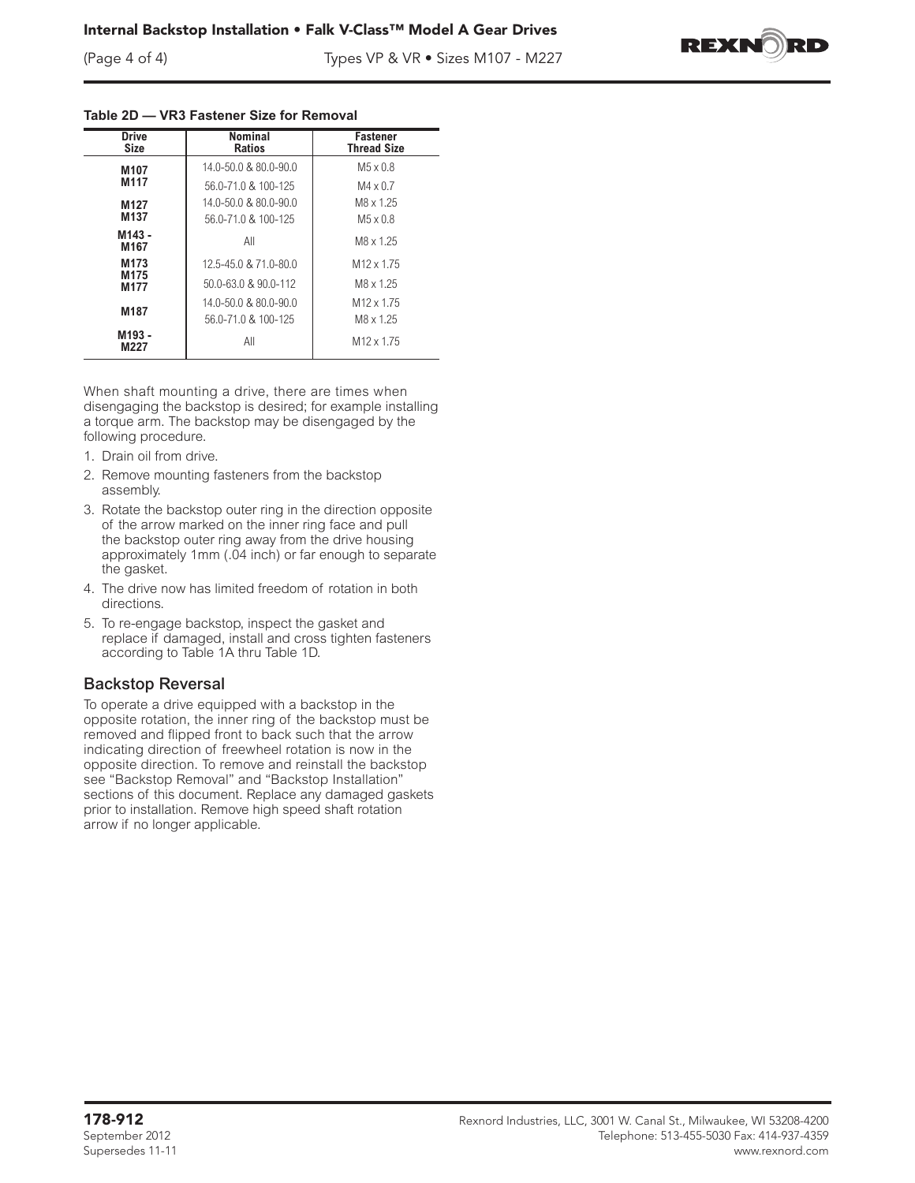**Table 2D — VR3 Fastener Size for Removal**

| Drive Size | Nominal Ratios | Fastener Thread Size |
|---|---|---|
| M107 M117 | 14.0-50.0 & 80.0-90.0 | M5 x 0.8 |
| | 56.0-71.0 & 100-125 | M4 x 0.7 |
| M127 M137 | 14.0-50.0 & 80.0-90.0 | M8 x 1.25 |
| | 56.0-71.0 & 100-125 | M5 x 0.8 |
| M143 - M167 | All | M8 x 1.25 |
| M173 M175 M177 | 12.5-45.0 & 71.0-80.0 | M12 x 1.75 |
| | 50.0-63.0 & 90.0-112 | M8 x 1.25 |
| M187 | 14.0-50.0 & 80.0-90.0 | M12 x 1.75 |
| | 56.0-71.0 & 100-125 | M8 x 1.25 |
| M193 - M227 | All | M12 x 1.75 |

When shaft mounting a drive, there are times when disengaging the backstop is desired; for example installing a torque arm. The backstop may be disengaged by the following procedure.

1. Drain oil from drive.
2. Remove mounting fasteners from the backstop assembly.
3. Rotate the backstop outer ring in the direction opposite of the arrow marked on the inner ring face and pull the backstop outer ring away from the drive housing approximately 1mm (.04 inch) or far enough to separate the gasket.
4. The drive now has limited freedom of rotation in both directions.
5. To re-engage backstop, inspect the gasket and replace if damaged, install and cross tighten fasteners according to Table 1A thru Table 1D.

## Backstop Reversal

To operate a drive equipped with a backstop in the opposite rotation, the inner ring of the backstop must be removed and flipped front to back such that the arrow indicating direction of freewheel rotation is now in the opposite direction. To remove and reinstall the backstop see "Backstop Removal" and "Backstop Installation" sections of this document. Replace any damaged gaskets prior to installation. Remove high speed shaft rotation arrow if no longer applicable.